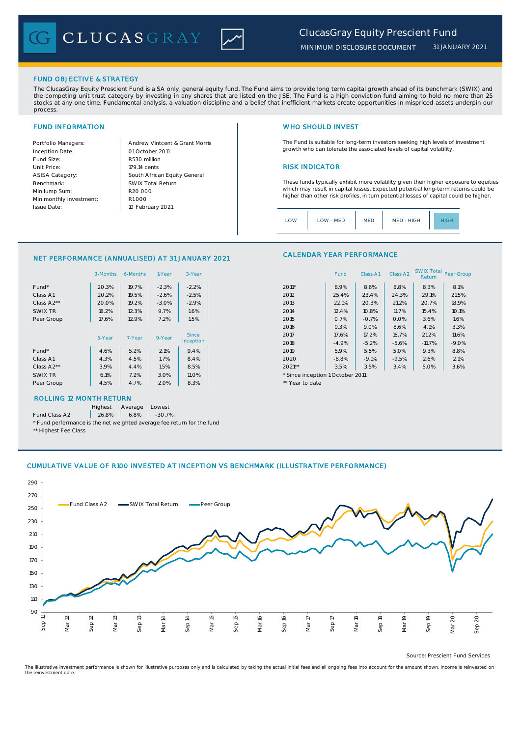# ClucasGray Equity Prescient Fund

MINIMUM DISCLOSURE DOCUMENT 31 JANUARY 2021

## FUND OBJECTIVE & STRATEGY

The ClucasGray Equity Prescient Fund is a SA only, general equity fund. The Fund aims to provide long term capital growth ahead of its benchmark (SWIX) and the competing unit trust category by investing in any shares that are listed on the JSE. The Fund is a high conviction fund aiming to hold no more than 25 stocks at any one time. Fundamental analysis, a valuation discipline and a belief that inefficient markets create opportunities in mispriced assets underpin our process.

## FUND INFORMATION

| | |
|---|---|
| Portfolio Managers: | Andrew Vintcent & Grant Morris |
| Inception Date: | 01 October 2011 |
| Fund Size: | R530 million |
| Unit Price: | 179.14 cents |
| ASISA Category: | South African Equity General |
| Benchmark: | SWIX Total Return |
| Min lump Sum: | R20 000 |
| Min monthly investment: | R1 000 |
| Issue Date: | 10 February 2021 |

## WHO SHOULD INVEST

The Fund is suitable for long-term investors seeking high levels of investment growth who can tolerate the associated levels of capital volatility.

## RISK INDICATOR

These funds typically exhibit more volatility given their higher exposure to equities which may result in capital losses. Expected potential long-term returns could be higher than other risk profiles, in turn potential losses of capital could be higher.

LOW | LOW - MED | MED | MED - HIGH | **HIGH**

## NET PERFORMANCE (ANNUALISED) AT 31 JANUARY 2021

| | 3-Months | 6-Months | 1-Year | 3-Year |
|---|---|---|---|---|
| Fund* | 20.3% | 19.7% | -2.3% | -2.2% |
| Class A1 | 20.2% | 19.5% | -2.6% | -2.5% |
| Class A2** | 20.0% | 19.2% | -3.0% | -2.9% |
| SWIX TR | 18.2% | 12.3% | 9.7% | 1.6% |
| Peer Group | 17.6% | 12.9% | 7.2% | 1.5% |

| | 5-Year | 7-Year | 9-Year | Since Inception |
|---|---|---|---|---|
| Fund* | 4.6% | 5.2% | 2.1% | 9.4% |
| Class A1 | 4.3% | 4.5% | 1.7% | 8.4% |
| Class A2** | 3.9% | 4.4% | 1.5% | 8.5% |
| SWIX TR | 6.1% | 7.2% | 3.0% | 11.0% |
| Peer Group | 4.5% | 4.7% | 2.0% | 8.3% |

## ROLLING 12 MONTH RETURN

| | Highest | Average | Lowest |
|---|---|---|---|
| Fund Class A2 | 26.8% | 6.8% | -30.7% |

\* Fund performance is the net weighted average fee return for the fund

** Highest Fee Class

## CALENDAR YEAR PERFORMANCE

| | Fund | Class A1 | Class A2 | SWIX Total Return | Peer Group |
|---|---|---|---|---|---|
| 2011* | 8.9% | 8.6% | 8.8% | 8.3% | 8.1% |
| 2012 | 25.4% | 23.4% | 24.3% | 29.1% | 21.5% |
| 2013 | 22.1% | 20.3% | 21.2% | 20.7% | 18.9% |
| 2014 | 12.4% | 10.8% | 11.7% | 15.4% | 10.1% |
| 2015 | 0.7% | -0.7% | 0.0% | 3.6% | 1.6% |
| 2016 | 9.3% | 9.0% | 8.6% | 4.1% | 3.3% |
| 2017 | 17.6% | 17.2% | 16.7% | 21.2% | 11.6% |
| 2018 | -4.9% | -5.2% | -5.6% | -11.7% | -9.0% |
| 2019 | 5.9% | 5.5% | 5.0% | 9.3% | 8.8% |
| 2020 | -8.8% | -9.1% | -9.5% | 2.6% | 2.1% |
| 2021** | 3.5% | 3.5% | 3.4% | 5.0% | 3.6% |

\* Since inception 1 October 2011

** Year to date

## CUMULATIVE VALUE OF R100 INVESTED AT INCEPTION VS BENCHMARK (ILLUSTRATIVE PERFORMANCE)

Source: Prescient Fund Services

The illustrative investment performance is shown for illustrative purposes only and is calculated by taking the actual initial fees and all ongoing fees into account for the amount shown. Income is reinvested on the reinvestment date.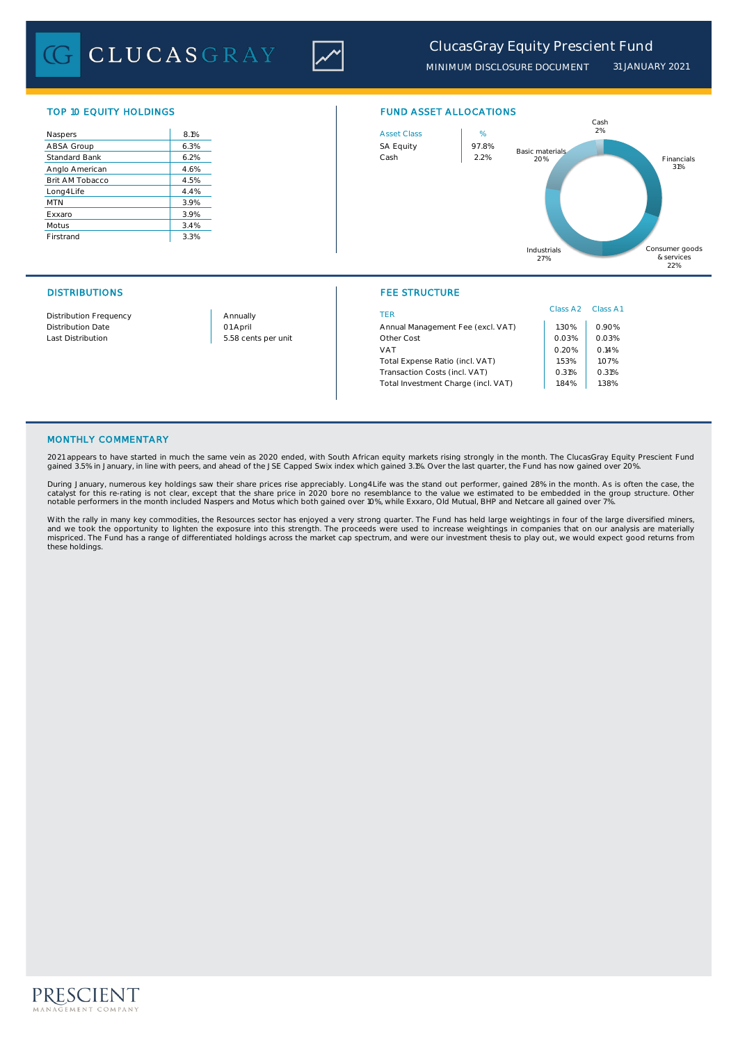# ClucasGray Equity Prescient Fund

MINIMUM DISCLOSURE DOCUMENT 31 JANUARY 2021

## TOP 10 EQUITY HOLDINGS

| | |
|---|---|
| Naspers | 8.1% |
| ABSA Group | 6.3% |
| Standard Bank | 6.2% |
| Anglo American | 4.6% |
| Brit AM Tobacco | 4.5% |
| Long4Life | 4.4% |
| MTN | 3.9% |
| Exxaro | 3.9% |
| Motus | 3.4% |
| Firstrand | 3.3% |

## FUND ASSET ALLOCATIONS

| Asset Class | % |
|---|---|
| SA Equity | 97.8% |
| Cash | 2.2% |

Cash 2%; Financials 31%; Consumer goods & services 22%; Industrials 27%; Basic materials 20%

## DISTRIBUTIONS

| | |
|---|---|
| Distribution Frequency | Annually |
| Distribution Date | 01 April |
| Last Distribution | 5.58 cents per unit |

## FEE STRUCTURE

| TER | Class A2 | Class A1 |
|---|---|---|
| Annual Management Fee (excl. VAT) | 1.30% | 0.90% |
| Other Cost | 0.03% | 0.03% |
| VAT | 0.20% | 0.14% |
| Total Expense Ratio (incl. VAT) | 1.53% | 1.07% |
| Transaction Costs (incl. VAT) | 0.31% | 0.31% |
| Total Investment Charge (incl. VAT) | 1.84% | 1.38% |

## MONTHLY COMMENTARY

2021 appears to have started in much the same vein as 2020 ended, with South African equity markets rising strongly in the month. The ClucasGray Equity Prescient Fund gained 3.5% in January, in line with peers, and ahead of the JSE Capped Swix index which gained 3.1%. Over the last quarter, the Fund has now gained over 20%.

During January, numerous key holdings saw their share prices rise appreciably. Long4Life was the stand out performer, gained 28% in the month. As is often the case, the catalyst for this re-rating is not clear, except that the share price in 2020 bore no resemblance to the value we estimated to be embedded in the group structure. Other notable performers in the month included Naspers and Motus which both gained over 10%, while Exxaro, Old Mutual, BHP and Netcare all gained over 7%.

With the rally in many key commodities, the Resources sector has enjoyed a very strong quarter. The Fund has held large weightings in four of the large diversified miners, and we took the opportunity to lighten the exposure into this strength. The proceeds were used to increase weightings in companies that on our analysis are materially mispriced. The Fund has a range of differentiated holdings across the market cap spectrum, and were our investment thesis to play out, we would expect good returns from these holdings.

PRESCIENT MANAGEMENT COMPANY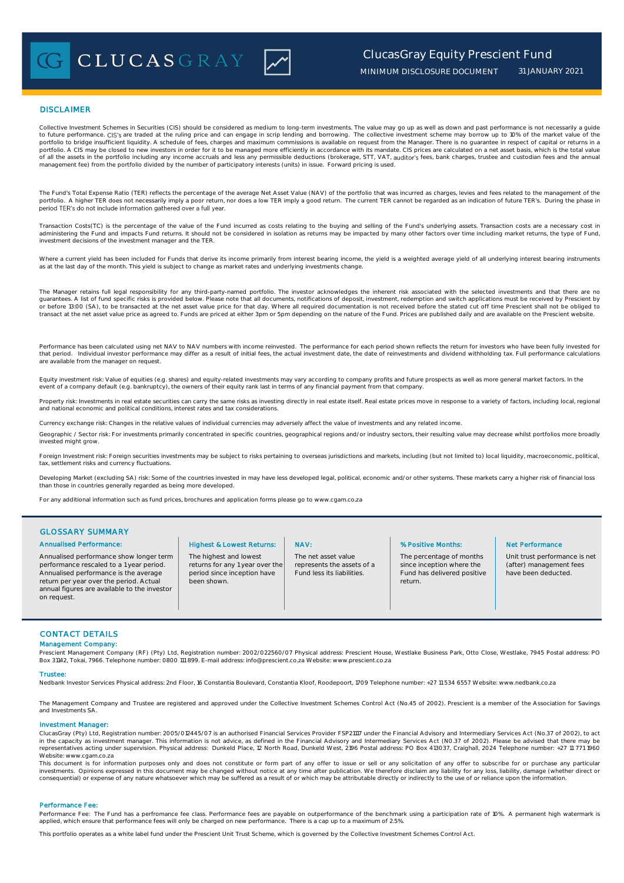# ClucasGray Equity Prescient Fund

MINIMUM DISCLOSURE DOCUMENT 31 JANUARY 2021

## DISCLAIMER

Collective Investment Schemes in Securities (CIS) should be considered as medium to long-term investments. The value may go up as well as down and past performance is not necessarily a guide to future performance. CIS's are traded at the ruling price and can engage in scrip lending and borrowing. The collective investment scheme may borrow up to 10% of the market value of the portfolio to bridge insufficient liquidity. A schedule of fees, charges and maximum commissions is available on request from the Manager. There is no guarantee in respect of capital or returns in a portfolio. A CIS may be closed to new investors in order for it to be managed more efficiently in accordance with its mandate. CIS prices are calculated on a net asset basis, which is the total value of all the assets in the portfolio including any income accruals and less any permissible deductions (brokerage, STT, VAT, auditor's fees, bank charges, trustee and custodian fees and the annual management fee) from the portfolio divided by the number of participatory interests (units) in issue. Forward pricing is used.

The Fund's Total Expense Ratio (TER) reflects the percentage of the average Net Asset Value (NAV) of the portfolio that was incurred as charges, levies and fees related to the management of the portfolio. A higher TER does not necessarily imply a poor return, nor does a low TER imply a good return. The current TER cannot be regarded as an indication of future TER's. During the phase in period TER's do not include information gathered over a full year.

Transaction Costs(TC) is the percentage of the value of the Fund incurred as costs relating to the buying and selling of the Fund's underlying assets. Transaction costs are a necessary cost in administering the Fund and impacts Fund returns. It should not be considered in isolation as returns may be impacted by many other factors over time including market returns, the type of Fund, investment decisions of the investment manager and the TER.

Where a current yield has been included for Funds that derive its income primarily from interest bearing income, the yield is a weighted average yield of all underlying interest bearing instruments as at the last day of the month. This yield is subject to change as market rates and underlying investments change.

The Manager retains full legal responsibility for any third-party-named portfolio. The investor acknowledges the inherent risk associated with the selected investments and that there are no guarantees. A list of fund specific risks is provided below. Please note that all documents, notifications of deposit, investment, redemption and switch applications must be received by Prescient by or before 13:00 (SA), to be transacted at the net asset value price for that day. Where all required documentation is not received before the stated cut off time Prescient shall not be obliged to transact at the net asset value price as agreed to. Funds are priced at either 3pm or 5pm depending on the nature of the Fund. Prices are published daily and are available on the Prescient website.

Performance has been calculated using net NAV to NAV numbers with income reinvested. The performance for each period shown reflects the return for investors who have been fully invested for that period. Individual investor performance may differ as a result of initial fees, the actual investment date, the date of reinvestments and dividend withholding tax. Full performance calculations are available from the manager on request.

Equity investment risk: Value of equities (e.g. shares) and equity-related investments may vary according to company profits and future prospects as well as more general market factors. In the event of a company default (e.g. bankruptcy), the owners of their equity rank last in terms of any financial payment from that company.

Property risk: Investments in real estate securities can carry the same risks as investing directly in real estate itself. Real estate prices move in response to a variety of factors, including local, regional and national economic and political conditions, interest rates and tax considerations.

Currency exchange risk: Changes in the relative values of individual currencies may adversely affect the value of investments and any related income.

Geographic / Sector risk: For investments primarily concentrated in specific countries, geographical regions and/or industry sectors, their resulting value may decrease whilst portfolios more broadly invested might grow.

Foreign Investment risk: Foreign securities investments may be subject to risks pertaining to overseas jurisdictions and markets, including (but not limited to) local liquidity, macroeconomic, political, tax, settlement risks and currency fluctuations.

Developing Market (excluding SA) risk: Some of the countries invested in may have less developed legal, political, economic and/or other systems. These markets carry a higher risk of financial loss than those in countries generally regarded as being more developed.

For any additional information such as fund prices, brochures and application forms please go to www.cgam.co.za

## GLOSSARY SUMMARY

**Annualised Performance:** Annualised performance show longer term performance rescaled to a 1 year period. Annualised performance is the average return per year over the period. Actual annual figures are available to the investor on request.

**Highest & Lowest Returns:** The highest and lowest returns for any 1 year over the period since inception have been shown.

**NAV:** The net asset value represents the assets of a Fund less its liabilities.

**% Positive Months:** The percentage of months since inception where the Fund has delivered positive return.

**Net Performance:** Unit trust performance is net (after) management fees have been deducted.

## CONTACT DETAILS

### Management Company:

Prescient Management Company (RF) (Pty) Ltd, Registration number: 2002/022560/07 Physical address: Prescient House, Westlake Business Park, Otto Close, Westlake, 7945 Postal address: PO Box 31142, Tokai, 7966. Telephone number: 0800 111 899. E-mail address: info@prescient.co.za Website: www.prescient.co.za

### Trustee:

Nedbank Investor Services Physical address: 2nd Floor, 16 Constantia Boulevard, Constantia Kloof, Roodepoort, 1709 Telephone number: +27 11 534 6557 Website: www.nedbank.co.za

The Management Company and Trustee are registered and approved under the Collective Investment Schemes Control Act (No.45 of 2002). Prescient is a member of the Association for Savings and Investments SA.

### Investment Manager:

ClucasGray (Pty) Ltd, Registration number: 2005/012445/07 is an authorised Financial Services Provider FSP21117 under the Financial Advisory and Intermediary Services Act (No.37 of 2002), to act in the capacity as investment manager. This information is not advice, as defined in the Financial Advisory and Intermediary Services Act (N0.37 of 2002). Please be advised that there may be representatives acting under supervision. Physical address: Dunkeld Place, 12 North Road, Dunkeld West, 2196 Postal address: PO Box 413037, Craighall, 2024 Telephone number: +27 11 771 1960 Website: www.cgam.co.za

This document is for information purposes only and does not constitute or form part of any offer to issue or sell or any solicitation of any offer to subscribe for or purchase any particular investments. Opinions expressed in this document may be changed without notice at any time after publication. We therefore disclaim any liability for any loss, liability, damage (whether direct or consequential) or expense of any nature whatsoever which may be suffered as a result of or which may be attributable directly or indirectly to the use of or reliance upon the information.

### Performance Fee:

Performance Fee: The Fund has a perfromance fee class. Performance fees are payable on outperformance of the benchmark using a participation rate of 10%. A permanent high watermark is applied, which ensure that performance fees will only be charged on new performance. There is a cap up to a maximum of 2.5%.

This portfolio operates as a white label fund under the Prescient Unit Trust Scheme, which is governed by the Collective Investment Schemes Control Act.